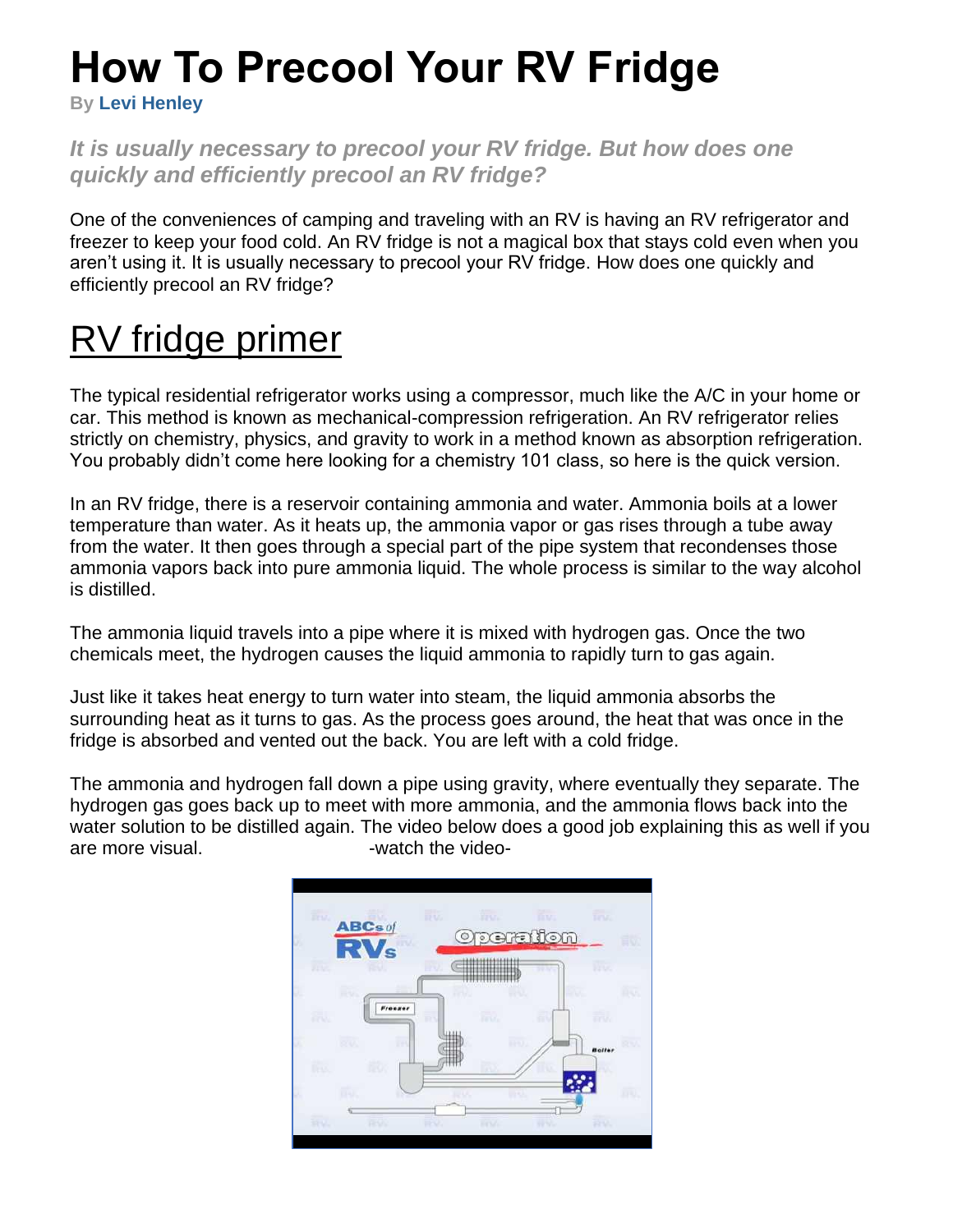# How To Precool Your RV Fridge

By **Levi Henley**

***It is usually necessary to precool your RV fridge. But how does one quickly and efficiently precool an RV fridge?***

One of the conveniences of camping and traveling with an RV is having an RV refrigerator and freezer to keep your food cold. An RV fridge is not a magical box that stays cold even when you aren't using it. It is usually necessary to precool your RV fridge. How does one quickly and efficiently precool an RV fridge?

## RV fridge primer

The typical residential refrigerator works using a compressor, much like the A/C in your home or car. This method is known as mechanical-compression refrigeration. An RV refrigerator relies strictly on chemistry, physics, and gravity to work in a method known as absorption refrigeration. You probably didn't come here looking for a chemistry 101 class, so here is the quick version.

In an RV fridge, there is a reservoir containing ammonia and water. Ammonia boils at a lower temperature than water. As it heats up, the ammonia vapor or gas rises through a tube away from the water. It then goes through a special part of the pipe system that recondenses those ammonia vapors back into pure ammonia liquid. The whole process is similar to the way alcohol is distilled.

The ammonia liquid travels into a pipe where it is mixed with hydrogen gas. Once the two chemicals meet, the hydrogen causes the liquid ammonia to rapidly turn to gas again.

Just like it takes heat energy to turn water into steam, the liquid ammonia absorbs the surrounding heat as it turns to gas. As the process goes around, the heat that was once in the fridge is absorbed and vented out the back. You are left with a cold fridge.

The ammonia and hydrogen fall down a pipe using gravity, where eventually they separate. The hydrogen gas goes back up to meet with more ammonia, and the ammonia flows back into the water solution to be distilled again. The video below does a good job explaining this as well if you are more visual. -watch the video-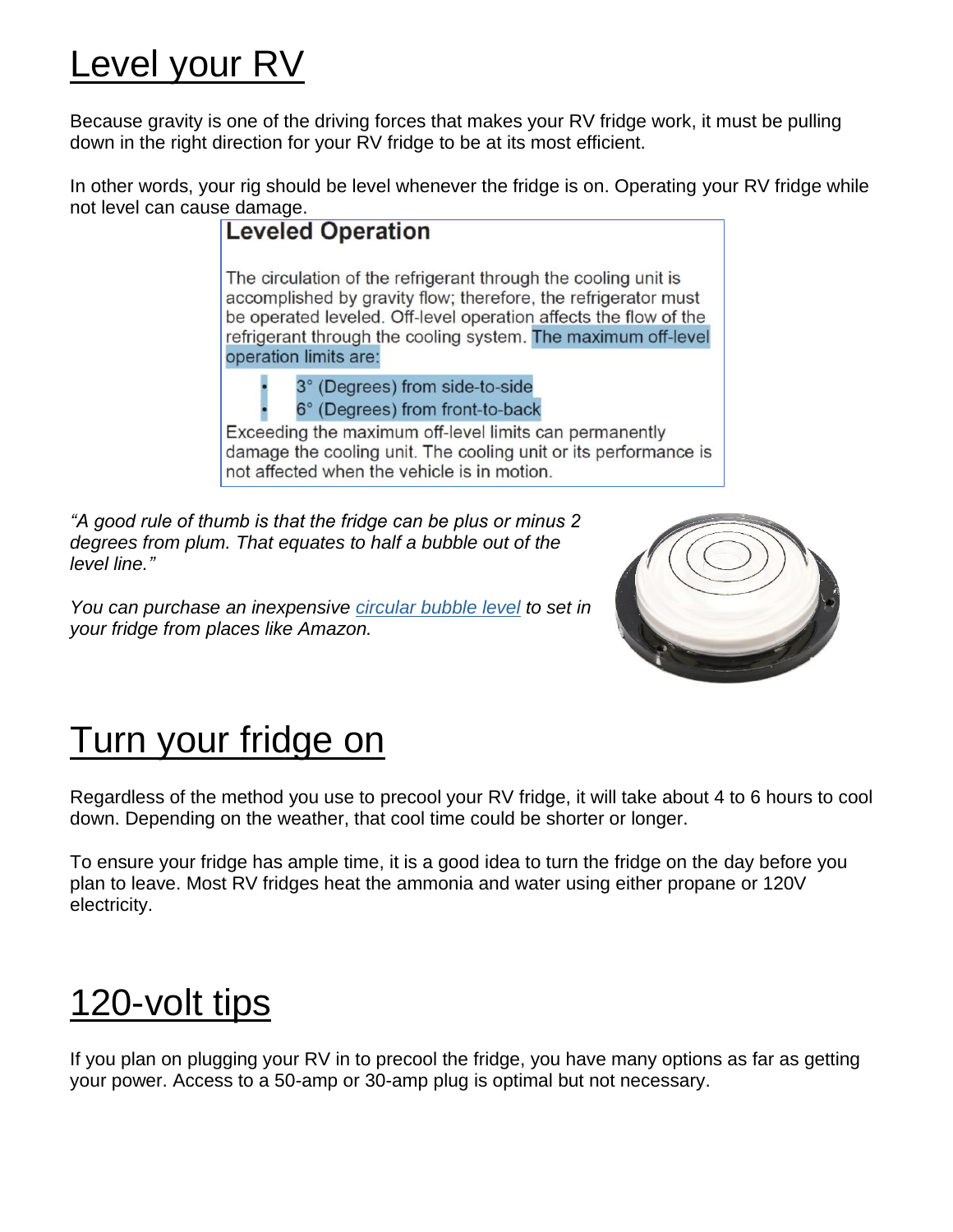# Level your RV

Because gravity is one of the driving forces that makes your RV fridge work, it must be pulling down in the right direction for your RV fridge to be at its most efficient.

In other words, your rig should be level whenever the fridge is on. Operating your RV fridge while not level can cause damage.

> **Leveled Operation**
>
> The circulation of the refrigerant through the cooling unit is accomplished by gravity flow; therefore, the refrigerator must be operated leveled. Off-level operation affects the flow of the refrigerant through the cooling system. The maximum off-level operation limits are:
>
> - 3° (Degrees) from side-to-side
> - 6° (Degrees) from front-to-back
>
> Exceeding the maximum off-level limits can permanently damage the cooling unit. The cooling unit or its performance is not affected when the vehicle is in motion.

*"A good rule of thumb is that the fridge can be plus or minus 2 degrees from plum. That equates to half a bubble out of the level line."*

*You can purchase an inexpensive circular bubble level to set in your fridge from places like Amazon.*

# Turn your fridge on

Regardless of the method you use to precool your RV fridge, it will take about 4 to 6 hours to cool down. Depending on the weather, that cool time could be shorter or longer.

To ensure your fridge has ample time, it is a good idea to turn the fridge on the day before you plan to leave. Most RV fridges heat the ammonia and water using either propane or 120V electricity.

# 120-volt tips

If you plan on plugging your RV in to precool the fridge, you have many options as far as getting your power. Access to a 50-amp or 30-amp plug is optimal but not necessary.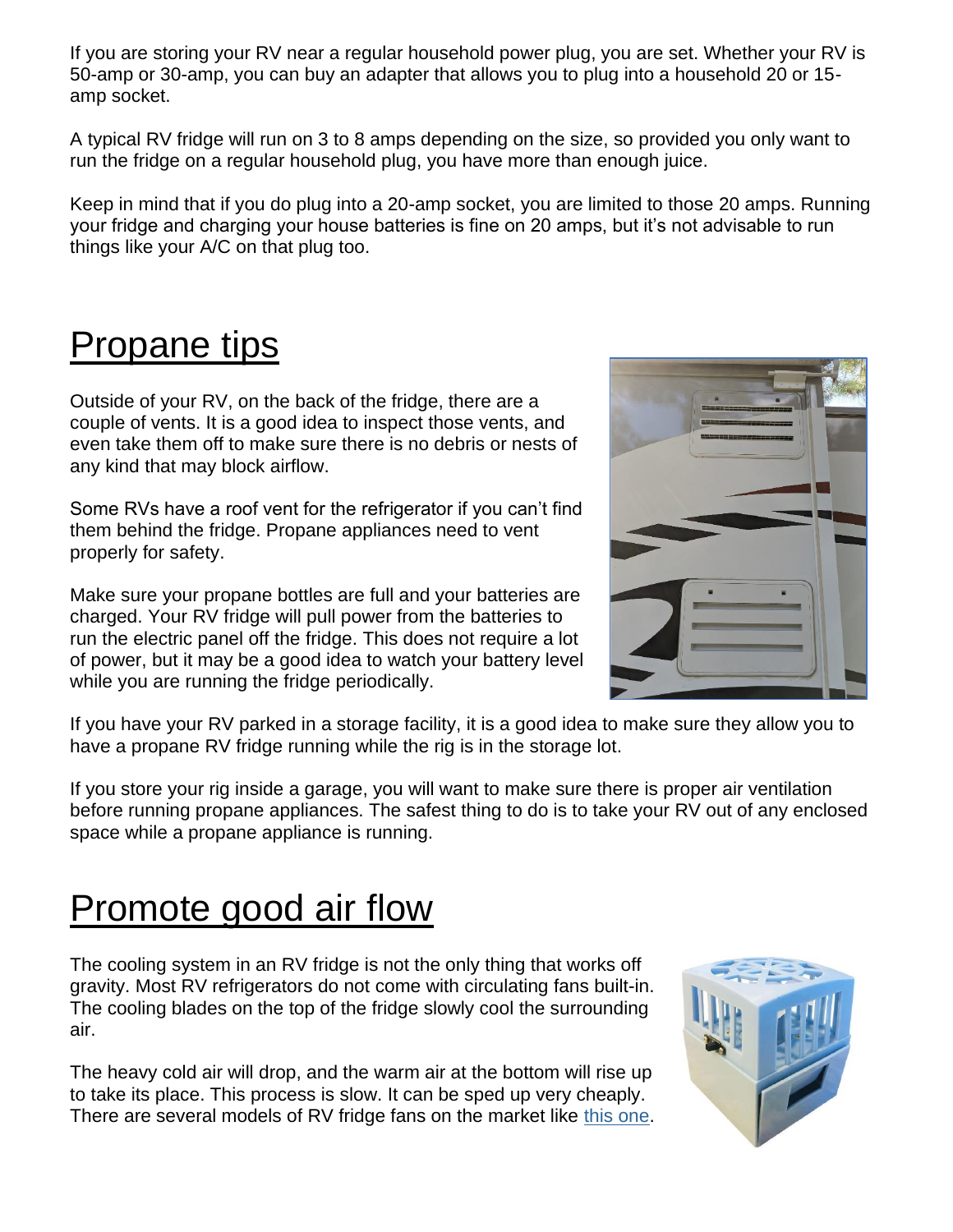If you are storing your RV near a regular household power plug, you are set. Whether your RV is 50-amp or 30-amp, you can buy an adapter that allows you to plug into a household 20 or 15-amp socket.

A typical RV fridge will run on 3 to 8 amps depending on the size, so provided you only want to run the fridge on a regular household plug, you have more than enough juice.

Keep in mind that if you do plug into a 20-amp socket, you are limited to those 20 amps. Running your fridge and charging your house batteries is fine on 20 amps, but it's not advisable to run things like your A/C on that plug too.

# Propane tips

Outside of your RV, on the back of the fridge, there are a couple of vents. It is a good idea to inspect those vents, and even take them off to make sure there is no debris or nests of any kind that may block airflow.

Some RVs have a roof vent for the refrigerator if you can't find them behind the fridge. Propane appliances need to vent properly for safety.

Make sure your propane bottles are full and your batteries are charged. Your RV fridge will pull power from the batteries to run the electric panel off the fridge. This does not require a lot of power, but it may be a good idea to watch your battery level while you are running the fridge periodically.

If you have your RV parked in a storage facility, it is a good idea to make sure they allow you to have a propane RV fridge running while the rig is in the storage lot.

If you store your rig inside a garage, you will want to make sure there is proper air ventilation before running propane appliances. The safest thing to do is to take your RV out of any enclosed space while a propane appliance is running.

# Promote good air flow

The cooling system in an RV fridge is not the only thing that works off gravity. Most RV refrigerators do not come with circulating fans built-in. The cooling blades on the top of the fridge slowly cool the surrounding air.

The heavy cold air will drop, and the warm air at the bottom will rise up to take its place. This process is slow. It can be sped up very cheaply. There are several models of RV fridge fans on the market like [this one](this one).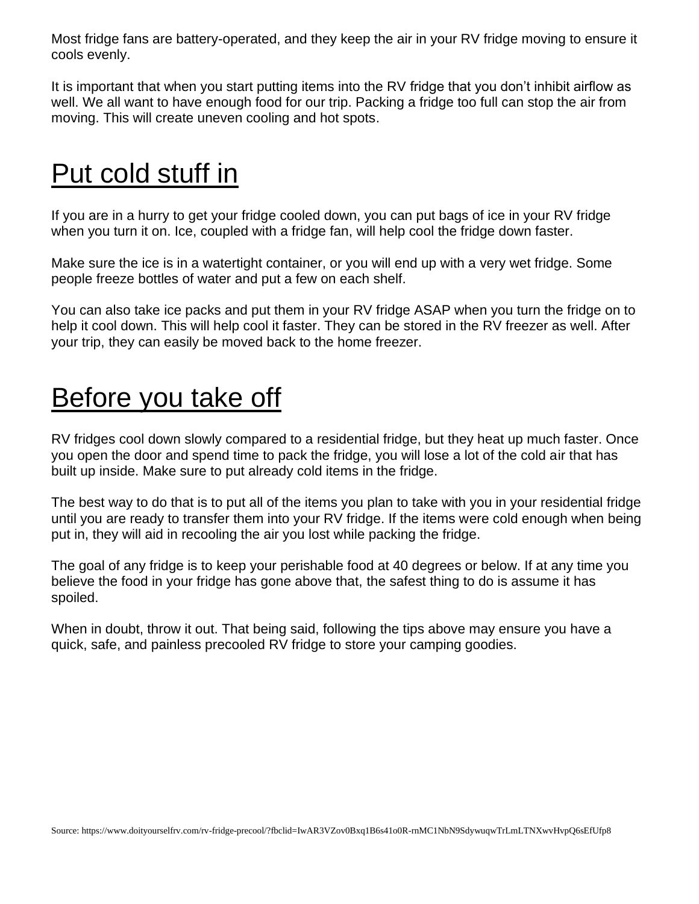Most fridge fans are battery-operated, and they keep the air in your RV fridge moving to ensure it cools evenly.

It is important that when you start putting items into the RV fridge that you don't inhibit airflow as well. We all want to have enough food for our trip. Packing a fridge too full can stop the air from moving. This will create uneven cooling and hot spots.

## Put cold stuff in

If you are in a hurry to get your fridge cooled down, you can put bags of ice in your RV fridge when you turn it on. Ice, coupled with a fridge fan, will help cool the fridge down faster.

Make sure the ice is in a watertight container, or you will end up with a very wet fridge. Some people freeze bottles of water and put a few on each shelf.

You can also take ice packs and put them in your RV fridge ASAP when you turn the fridge on to help it cool down. This will help cool it faster. They can be stored in the RV freezer as well. After your trip, they can easily be moved back to the home freezer.

## Before you take off

RV fridges cool down slowly compared to a residential fridge, but they heat up much faster. Once you open the door and spend time to pack the fridge, you will lose a lot of the cold air that has built up inside. Make sure to put already cold items in the fridge.

The best way to do that is to put all of the items you plan to take with you in your residential fridge until you are ready to transfer them into your RV fridge. If the items were cold enough when being put in, they will aid in recooling the air you lost while packing the fridge.

The goal of any fridge is to keep your perishable food at 40 degrees or below. If at any time you believe the food in your fridge has gone above that, the safest thing to do is assume it has spoiled.

When in doubt, throw it out. That being said, following the tips above may ensure you have a quick, safe, and painless precooled RV fridge to store your camping goodies.

Source: https://www.doityourselfrv.com/rv-fridge-precool/?fbclid=IwAR3VZov0Bxq1B6s41o0R-rnMC1NbN9SdywuqwTrLmLTNXwvHvpQ6sEfUfp8